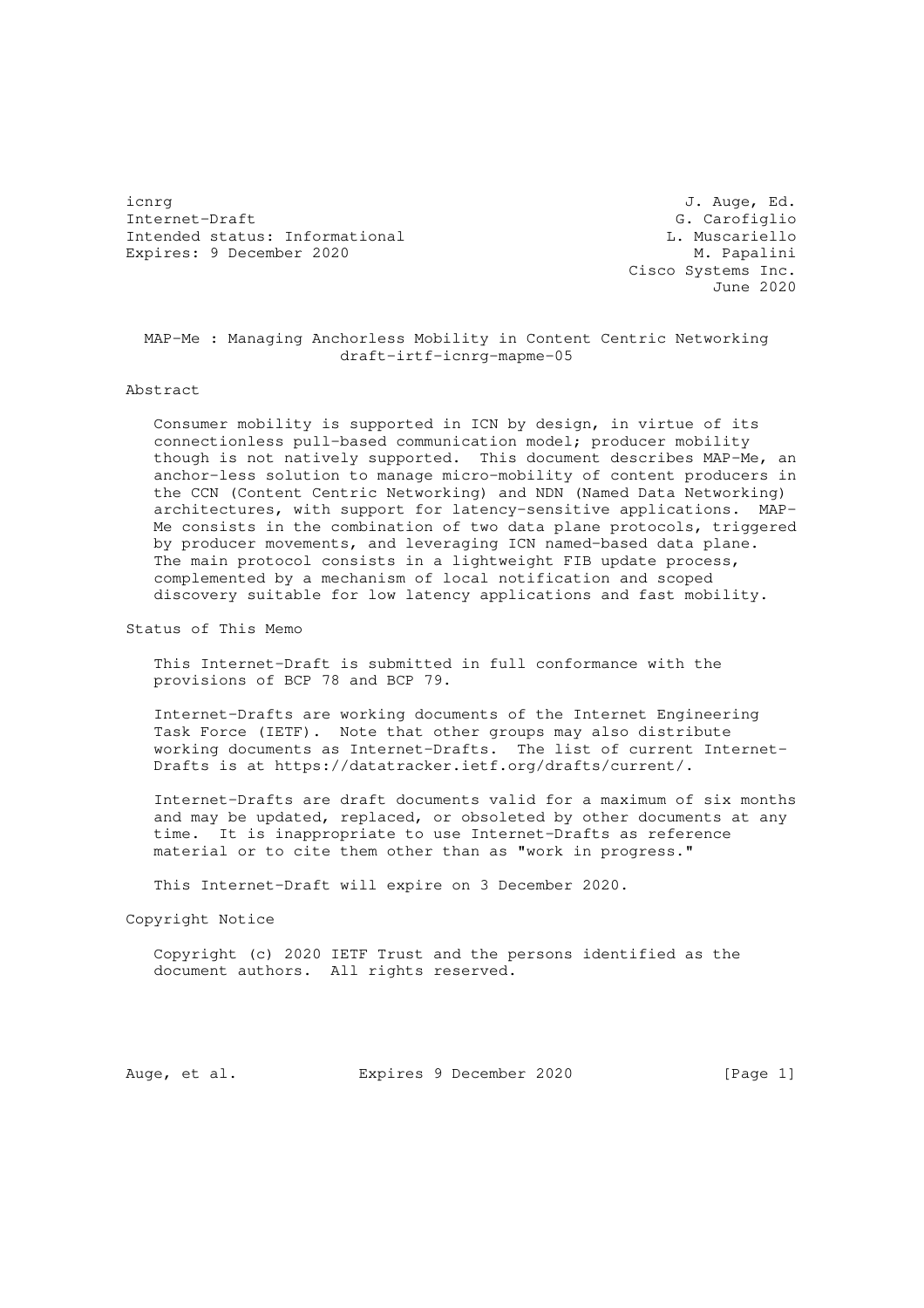icnrg J. Auge, Ed.
Internet-Draft G. Carofiglio
Intended status: Informational L. Muscariello
Expires: 9 December 2020 M. Papalini
Cisco Systems Inc.
June 2020

# MAP-Me : Managing Anchorless Mobility in Content Centric Networking
draft-irtf-icnrg-mapme-05

## Abstract

Consumer mobility is supported in ICN by design, in virtue of its connectionless pull-based communication model; producer mobility though is not natively supported. This document describes MAP-Me, an anchor-less solution to manage micro-mobility of content producers in the CCN (Content Centric Networking) and NDN (Named Data Networking) architectures, with support for latency-sensitive applications. MAP-Me consists in the combination of two data plane protocols, triggered by producer movements, and leveraging ICN named-based data plane. The main protocol consists in a lightweight FIB update process, complemented by a mechanism of local notification and scoped discovery suitable for low latency applications and fast mobility.

## Status of This Memo

This Internet-Draft is submitted in full conformance with the provisions of BCP 78 and BCP 79.

Internet-Drafts are working documents of the Internet Engineering Task Force (IETF). Note that other groups may also distribute working documents as Internet-Drafts. The list of current Internet-Drafts is at https://datatracker.ietf.org/drafts/current/.

Internet-Drafts are draft documents valid for a maximum of six months and may be updated, replaced, or obsoleted by other documents at any time. It is inappropriate to use Internet-Drafts as reference material or to cite them other than as "work in progress."

This Internet-Draft will expire on 3 December 2020.

## Copyright Notice

Copyright (c) 2020 IETF Trust and the persons identified as the document authors. All rights reserved.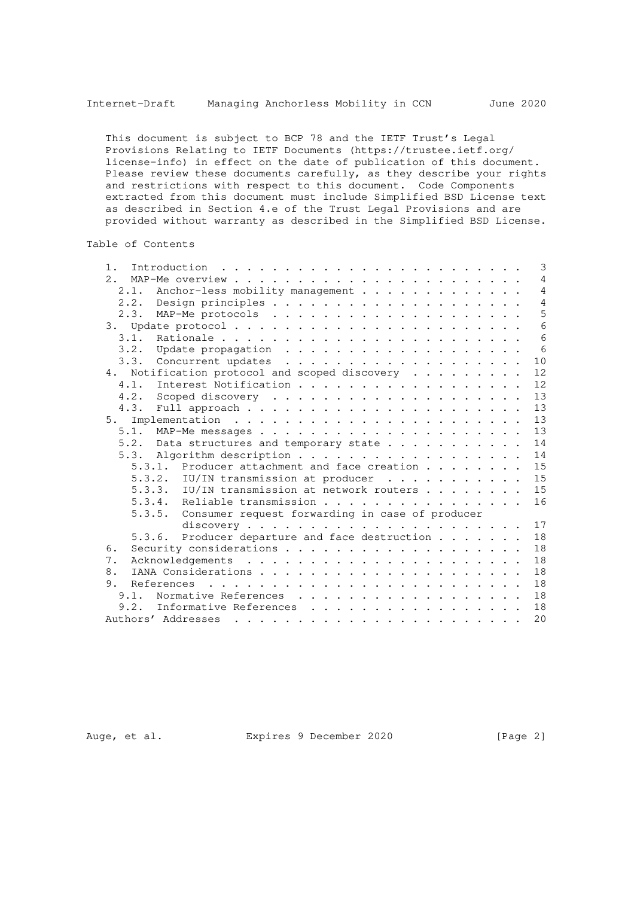This document is subject to BCP 78 and the IETF Trust's Legal Provisions Relating to IETF Documents (https://trustee.ietf.org/license-info) in effect on the date of publication of this document. Please review these documents carefully, as they describe your rights and restrictions with respect to this document. Code Components extracted from this document must include Simplified BSD License text as described in Section 4.e of the Trust Legal Provisions and are provided without warranty as described in the Simplified BSD License.

## Table of Contents

```
   1.  Introduction  . . . . . . . . . . . . . . . . . . . . . . . .   3
   2.  MAP-Me overview . . . . . . . . . . . . . . . . . . . . . . .   4
     2.1.  Anchor-less mobility management . . . . . . . . . . . . .   4
     2.2.  Design principles . . . . . . . . . . . . . . . . . . . .   4
     2.3.  MAP-Me protocols  . . . . . . . . . . . . . . . . . . . .   5
   3.  Update protocol . . . . . . . . . . . . . . . . . . . . . . .   6
     3.1.  Rationale . . . . . . . . . . . . . . . . . . . . . . . .   6
     3.2.  Update propagation  . . . . . . . . . . . . . . . . . . .   6
     3.3.  Concurrent updates  . . . . . . . . . . . . . . . . . . .  10
   4.  Notification protocol and scoped discovery  . . . . . . . . .  12
     4.1.  Interest Notification . . . . . . . . . . . . . . . . . .  12
     4.2.  Scoped discovery  . . . . . . . . . . . . . . . . . . . .  13
     4.3.  Full approach . . . . . . . . . . . . . . . . . . . . . .  13
   5.  Implementation  . . . . . . . . . . . . . . . . . . . . . . .  13
     5.1.  MAP-Me messages . . . . . . . . . . . . . . . . . . . . .  13
     5.2.  Data structures and temporary state . . . . . . . . . . .  14
     5.3.  Algorithm description . . . . . . . . . . . . . . . . . .  14
       5.3.1.  Producer attachment and face creation . . . . . . . .  15
       5.3.2.  IU/IN transmission at producer  . . . . . . . . . . .  15
       5.3.3.  IU/IN transmission at network routers . . . . . . . .  15
       5.3.4.  Reliable transmission . . . . . . . . . . . . . . . .  16
       5.3.5.  Consumer request forwarding in case of producer
               discovery . . . . . . . . . . . . . . . . . . . . . .  17
       5.3.6.  Producer departure and face destruction . . . . . . .  18
   6.  Security considerations . . . . . . . . . . . . . . . . . . .  18
   7.  Acknowledgements  . . . . . . . . . . . . . . . . . . . . . .  18
   8.  IANA Considerations . . . . . . . . . . . . . . . . . . . . .  18
   9.  References  . . . . . . . . . . . . . . . . . . . . . . . . .  18
     9.1.  Normative References  . . . . . . . . . . . . . . . . . .  18
     9.2.  Informative References  . . . . . . . . . . . . . . . . .  18
   Authors' Addresses  . . . . . . . . . . . . . . . . . . . . . . .  20
```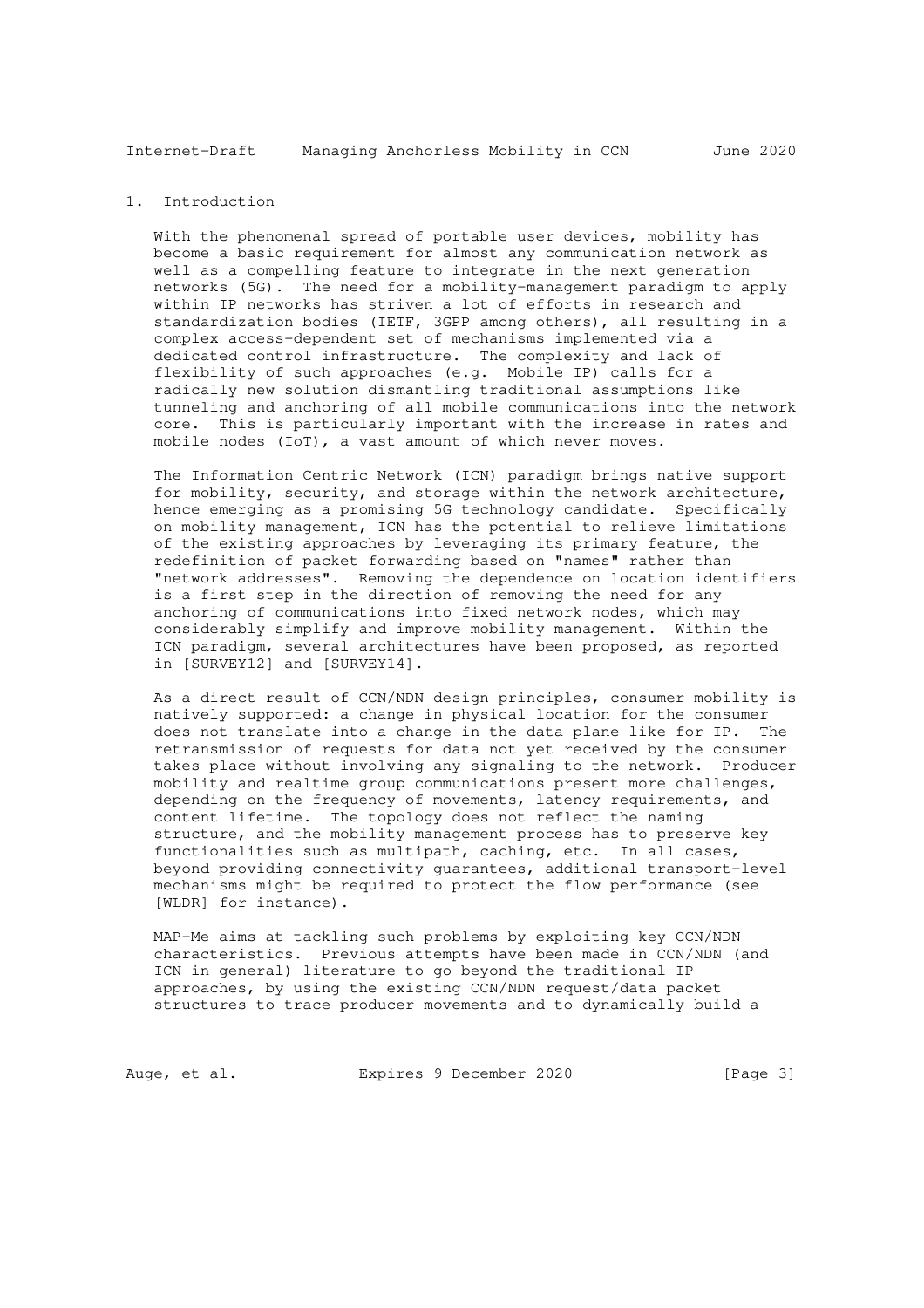## 1. Introduction

With the phenomenal spread of portable user devices, mobility has become a basic requirement for almost any communication network as well as a compelling feature to integrate in the next generation networks (5G). The need for a mobility-management paradigm to apply within IP networks has striven a lot of efforts in research and standardization bodies (IETF, 3GPP among others), all resulting in a complex access-dependent set of mechanisms implemented via a dedicated control infrastructure. The complexity and lack of flexibility of such approaches (e.g. Mobile IP) calls for a radically new solution dismantling traditional assumptions like tunneling and anchoring of all mobile communications into the network core. This is particularly important with the increase in rates and mobile nodes (IoT), a vast amount of which never moves.

The Information Centric Network (ICN) paradigm brings native support for mobility, security, and storage within the network architecture, hence emerging as a promising 5G technology candidate. Specifically on mobility management, ICN has the potential to relieve limitations of the existing approaches by leveraging its primary feature, the redefinition of packet forwarding based on "names" rather than "network addresses". Removing the dependence on location identifiers is a first step in the direction of removing the need for any anchoring of communications into fixed network nodes, which may considerably simplify and improve mobility management. Within the ICN paradigm, several architectures have been proposed, as reported in [SURVEY12] and [SURVEY14].

As a direct result of CCN/NDN design principles, consumer mobility is natively supported: a change in physical location for the consumer does not translate into a change in the data plane like for IP. The retransmission of requests for data not yet received by the consumer takes place without involving any signaling to the network. Producer mobility and realtime group communications present more challenges, depending on the frequency of movements, latency requirements, and content lifetime. The topology does not reflect the naming structure, and the mobility management process has to preserve key functionalities such as multipath, caching, etc. In all cases, beyond providing connectivity guarantees, additional transport-level mechanisms might be required to protect the flow performance (see [WLDR] for instance).

MAP-Me aims at tackling such problems by exploiting key CCN/NDN characteristics. Previous attempts have been made in CCN/NDN (and ICN in general) literature to go beyond the traditional IP approaches, by using the existing CCN/NDN request/data packet structures to trace producer movements and to dynamically build a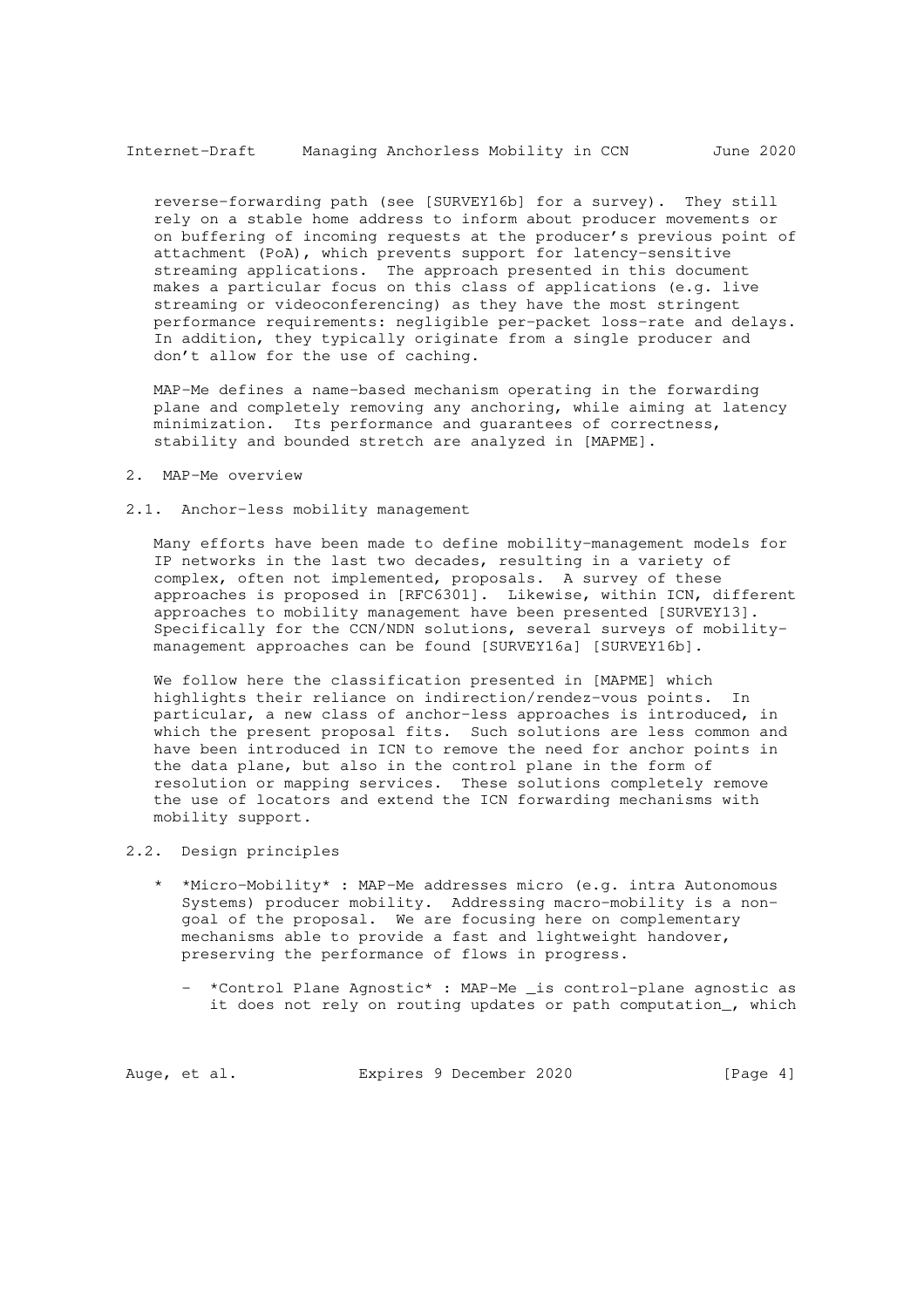reverse-forwarding path (see [SURVEY16b] for a survey). They still rely on a stable home address to inform about producer movements or on buffering of incoming requests at the producer's previous point of attachment (PoA), which prevents support for latency-sensitive streaming applications. The approach presented in this document makes a particular focus on this class of applications (e.g. live streaming or videoconferencing) as they have the most stringent performance requirements: negligible per-packet loss-rate and delays. In addition, they typically originate from a single producer and don't allow for the use of caching.

MAP-Me defines a name-based mechanism operating in the forwarding plane and completely removing any anchoring, while aiming at latency minimization. Its performance and guarantees of correctness, stability and bounded stretch are analyzed in [MAPME].

## 2. MAP-Me overview

### 2.1. Anchor-less mobility management

Many efforts have been made to define mobility-management models for IP networks in the last two decades, resulting in a variety of complex, often not implemented, proposals. A survey of these approaches is proposed in [RFC6301]. Likewise, within ICN, different approaches to mobility management have been presented [SURVEY13]. Specifically for the CCN/NDN solutions, several surveys of mobility-management approaches can be found [SURVEY16a] [SURVEY16b].

We follow here the classification presented in [MAPME] which highlights their reliance on indirection/rendez-vous points. In particular, a new class of anchor-less approaches is introduced, in which the present proposal fits. Such solutions are less common and have been introduced in ICN to remove the need for anchor points in the data plane, but also in the control plane in the form of resolution or mapping services. These solutions completely remove the use of locators and extend the ICN forwarding mechanisms with mobility support.

### 2.2. Design principles

* *Micro-Mobility* : MAP-Me addresses micro (e.g. intra Autonomous Systems) producer mobility. Addressing macro-mobility is a non-goal of the proposal. We are focusing here on complementary mechanisms able to provide a fast and lightweight handover, preserving the performance of flows in progress.

  - *Control Plane Agnostic* : MAP-Me _is control-plane agnostic as it does not rely on routing updates or path computation_, which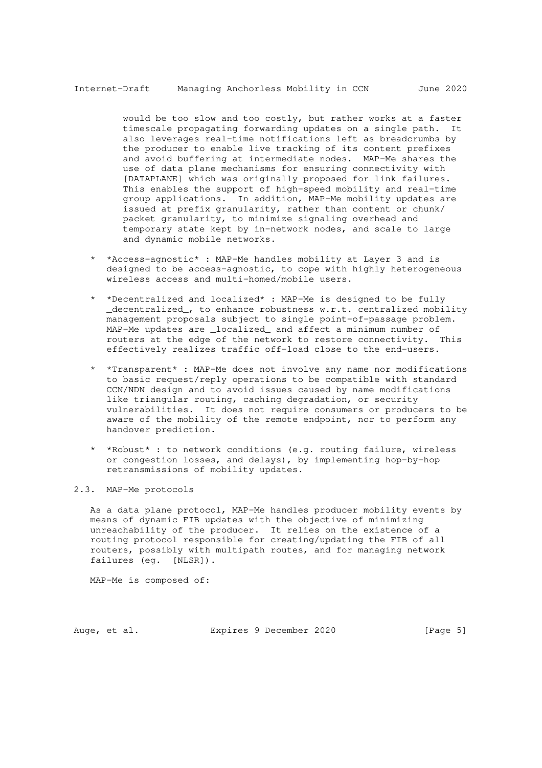would be too slow and too costly, but rather works at a faster timescale propagating forwarding updates on a single path. It also leverages real-time notifications left as breadcrumbs by the producer to enable live tracking of its content prefixes and avoid buffering at intermediate nodes. MAP-Me shares the use of data plane mechanisms for ensuring connectivity with [DATAPLANE] which was originally proposed for link failures. This enables the support of high-speed mobility and real-time group applications. In addition, MAP-Me mobility updates are issued at prefix granularity, rather than content or chunk/packet granularity, to minimize signaling overhead and temporary state kept by in-network nodes, and scale to large and dynamic mobile networks.

* *Access-agnostic* : MAP-Me handles mobility at Layer 3 and is designed to be access-agnostic, to cope with highly heterogeneous wireless access and multi-homed/mobile users.

* *Decentralized and localized* : MAP-Me is designed to be fully _decentralized_, to enhance robustness w.r.t. centralized mobility management proposals subject to single point-of-passage problem. MAP-Me updates are _localized_ and affect a minimum number of routers at the edge of the network to restore connectivity. This effectively realizes traffic off-load close to the end-users.

* *Transparent* : MAP-Me does not involve any name nor modifications to basic request/reply operations to be compatible with standard CCN/NDN design and to avoid issues caused by name modifications like triangular routing, caching degradation, or security vulnerabilities. It does not require consumers or producers to be aware of the mobility of the remote endpoint, nor to perform any handover prediction.

* *Robust* : to network conditions (e.g. routing failure, wireless or congestion losses, and delays), by implementing hop-by-hop retransmissions of mobility updates.

## 2.3. MAP-Me protocols

As a data plane protocol, MAP-Me handles producer mobility events by means of dynamic FIB updates with the objective of minimizing unreachability of the producer. It relies on the existence of a routing protocol responsible for creating/updating the FIB of all routers, possibly with multipath routes, and for managing network failures (eg. [NLSR]).

MAP-Me is composed of: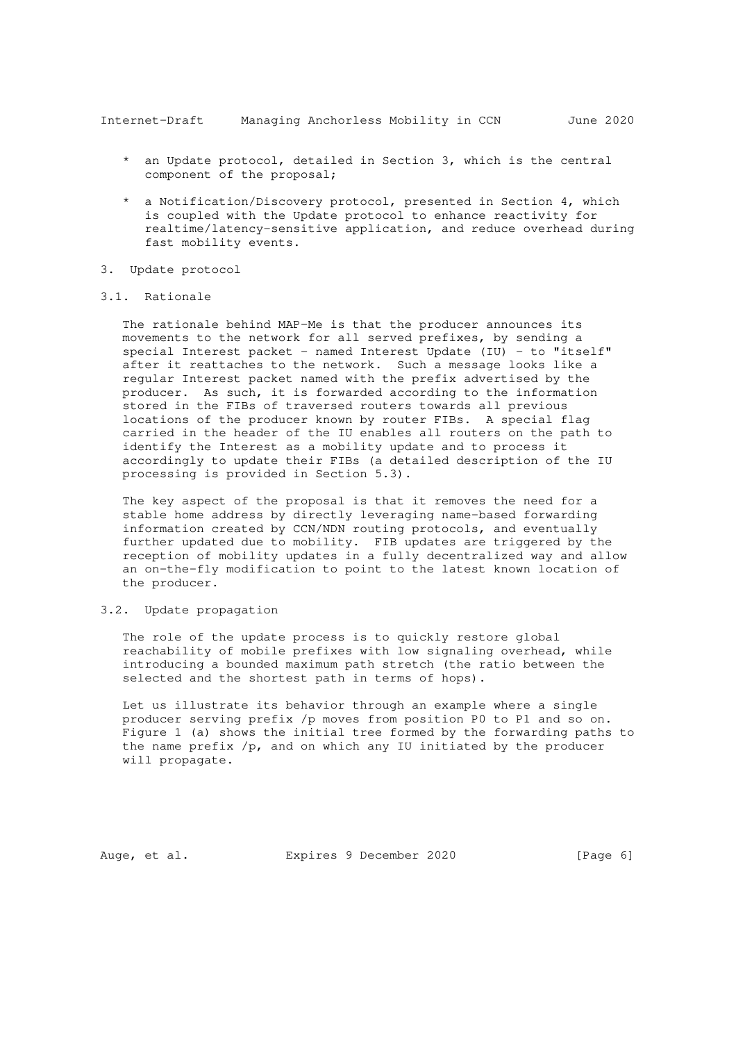* an Update protocol, detailed in Section 3, which is the central component of the proposal;

* a Notification/Discovery protocol, presented in Section 4, which is coupled with the Update protocol to enhance reactivity for realtime/latency-sensitive application, and reduce overhead during fast mobility events.

## 3. Update protocol

### 3.1. Rationale

The rationale behind MAP-Me is that the producer announces its movements to the network for all served prefixes, by sending a special Interest packet - named Interest Update (IU) - to "itself" after it reattaches to the network. Such a message looks like a regular Interest packet named with the prefix advertised by the producer. As such, it is forwarded according to the information stored in the FIBs of traversed routers towards all previous locations of the producer known by router FIBs. A special flag carried in the header of the IU enables all routers on the path to identify the Interest as a mobility update and to process it accordingly to update their FIBs (a detailed description of the IU processing is provided in Section 5.3).

The key aspect of the proposal is that it removes the need for a stable home address by directly leveraging name-based forwarding information created by CCN/NDN routing protocols, and eventually further updated due to mobility. FIB updates are triggered by the reception of mobility updates in a fully decentralized way and allow an on-the-fly modification to point to the latest known location of the producer.

### 3.2. Update propagation

The role of the update process is to quickly restore global reachability of mobile prefixes with low signaling overhead, while introducing a bounded maximum path stretch (the ratio between the selected and the shortest path in terms of hops).

Let us illustrate its behavior through an example where a single producer serving prefix /p moves from position P0 to P1 and so on. Figure 1 (a) shows the initial tree formed by the forwarding paths to the name prefix /p, and on which any IU initiated by the producer will propagate.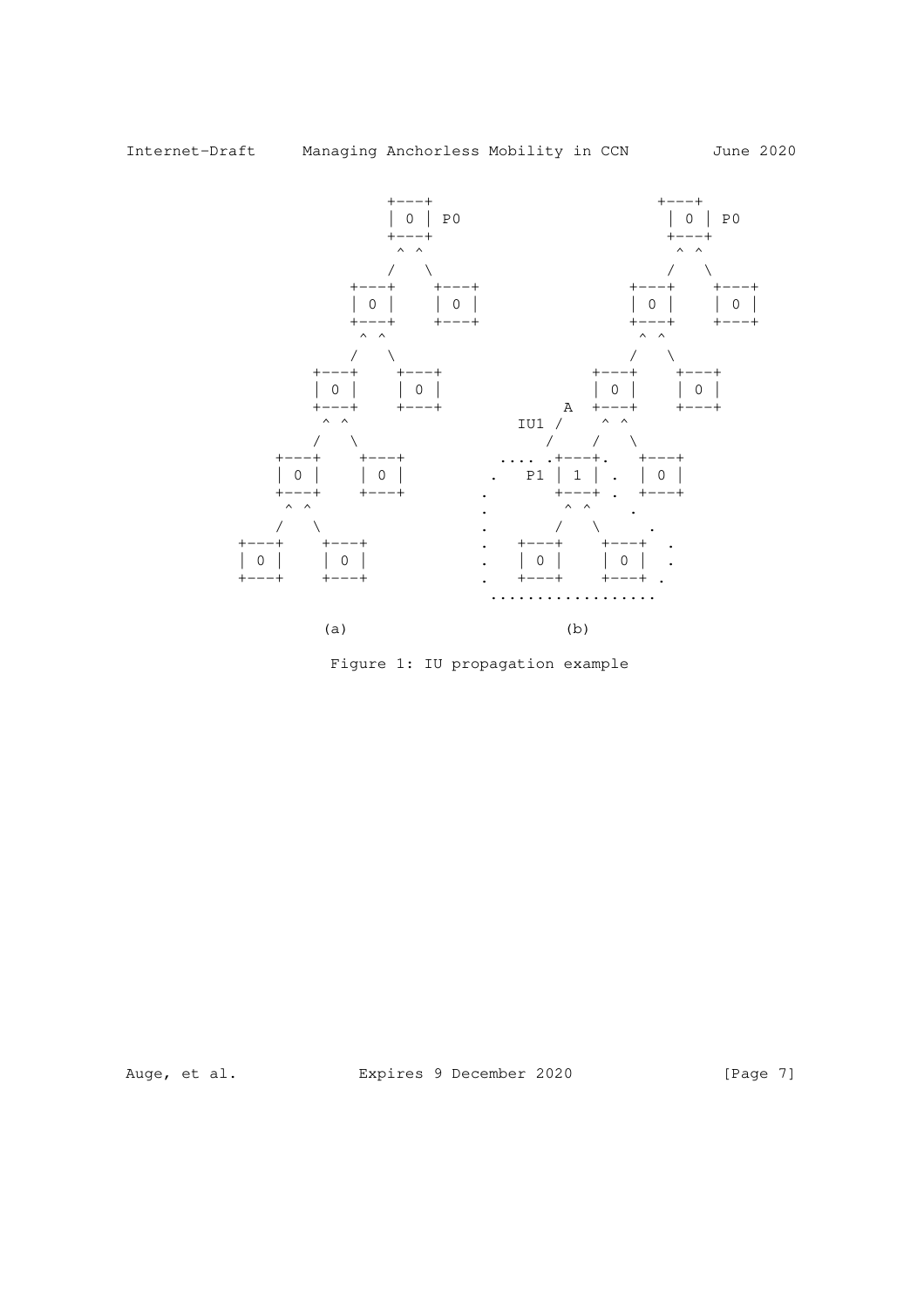```
                              +---+                   +---+
                              | 0 | P0                | 0 | P0
                              +---+                   +---+
                               ^ ^                     ^ ^
                              /   \                   /   \
                         +---+    +---+          +---+    +---+
                         | 0 |    | 0 |          | 0 |    | 0 |
                         +---+    +---+          +---+    +---+
                          ^ ^                     ^ ^
                         /   \                   /   \
                    +---+    +---+          +---+    +---+
                    | 0 |    | 0 |          | 0 |    | 0 |
                    +---+    +---+        A +---+    +---+
                     ^ ^              IU1 /    ^ ^
                    /   \                /    /   \
               +---+    +---+       .... .+---+.   +---+
               | 0 |    | 0 |      .   P1 | 1 | .  | 0 |
               +---+    +---+     .       +---+ .  +---+
                ^ ^               .        ^ ^    .
               /   \              .       /   \     .
          +---+    +---+          .   +---+    +---+  .
          | 0 |    | 0 |          .   | 0 |    | 0 |  .
          +---+    +---+          .   +---+    +---+ .
                                   ..................

                    (a)                        (b)
```

Figure 1: IU propagation example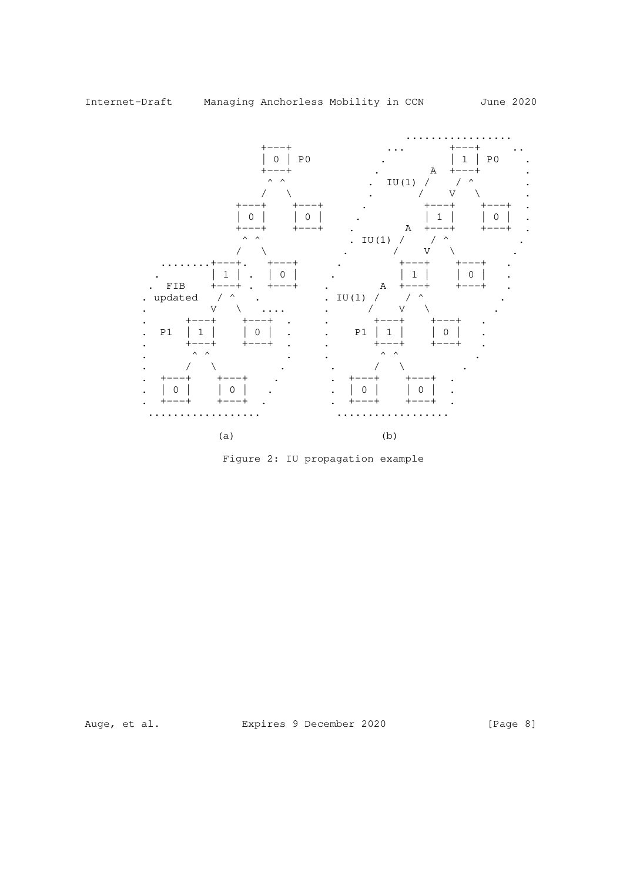```
                                                .................
                      +---+                ...       +---+     ..
                      | 0 | P0            .          | 1 | P0    .
                      +---+              .         A  +---+       .
                       ^ ^              .  IU(1) /    / ^         .
                      /   \             .       /    V   \        .
                  +---+    +---+       .             +---+    +---+ .
                  | 0 |    | 0 |      .              | 1 |    | 0 | .
                  +---+    +---+     .          A  +---+    +---+ .
                    ^ ^              . IU(1) /    / ^            .
                   /   \            .       /    V   \          .
            ........+---+.   +---+      .           +---+    +---+   .
           .        | 1 | .  | 0 |     .            | 1 |    | 0 |   .
          .  FIB    +---+ .  +---+    .        A  +---+    +---+   .
          . updated   / ^    .        . IU(1) /    / ^           .
          .          V   \   ....     .      /    V   \         .
          .      +---+     +---+ .    .      +---+     +---+   .
          .  P1  | 1 |     | 0 | .    .   P1 | 1 |     | 0 |  .
          .      +---+     +---+ .    .      +---+     +---+  .
          .        ^ ^            .   .        ^ ^           .
          .       /   \          .    .       /   \        .
          .  +---+    +---+     .     .  +---+    +---+  .
          .  | 0 |    | 0 |    .      .  | 0 |    | 0 |  .
          .  +---+    +---+   .       .  +---+    +---+  .
           ..................          ..................

                    (a)                          (b)
```

Figure 2: IU propagation example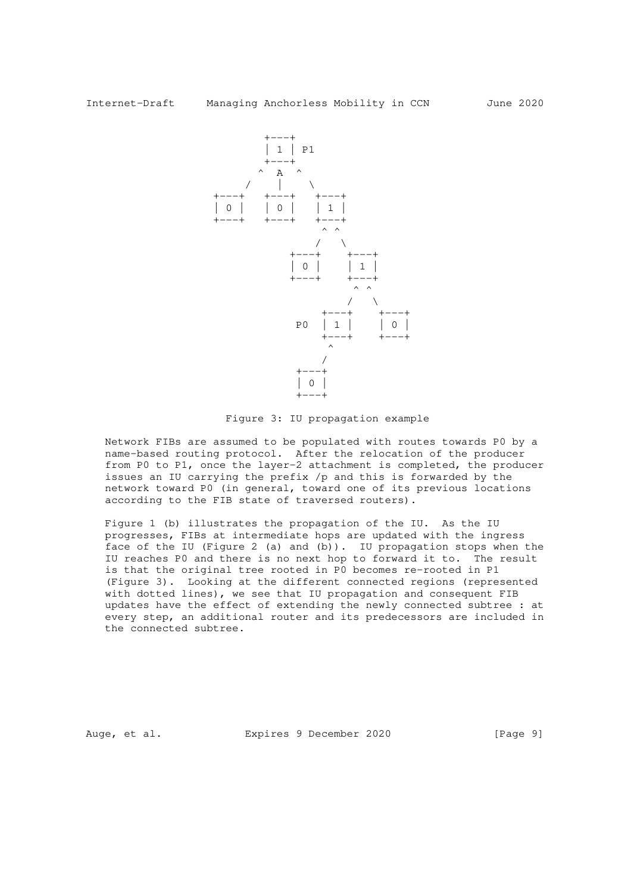```
                     +---+
                     | 1 | P1
                     +---+
                    ^  A  ^
                   /   |   \
              +---+   +---+   +---+
              | 0 |   | 0 |   | 1 |
              +---+   +---+   +---+
                                ^ ^
                               /   \
                          +---+    +---+
                          | 0 |    | 1 |
                          +---+    +---+
                                     ^ ^
                                    /   \
                               +---+    +---+
                          P0   | 1 |    | 0 |
                               +---+    +---+
                                 ^
                                /
                           +---+
                           | 0 |
                           +---+
```

Figure 3: IU propagation example

Network FIBs are assumed to be populated with routes towards P0 by a name-based routing protocol. After the relocation of the producer from P0 to P1, once the layer-2 attachment is completed, the producer issues an IU carrying the prefix /p and this is forwarded by the network toward P0 (in general, toward one of its previous locations according to the FIB state of traversed routers).

Figure 1 (b) illustrates the propagation of the IU. As the IU progresses, FIBs at intermediate hops are updated with the ingress face of the IU (Figure 2 (a) and (b)). IU propagation stops when the IU reaches P0 and there is no next hop to forward it to. The result is that the original tree rooted in P0 becomes re-rooted in P1 (Figure 3). Looking at the different connected regions (represented with dotted lines), we see that IU propagation and consequent FIB updates have the effect of extending the newly connected subtree : at every step, an additional router and its predecessors are included in the connected subtree.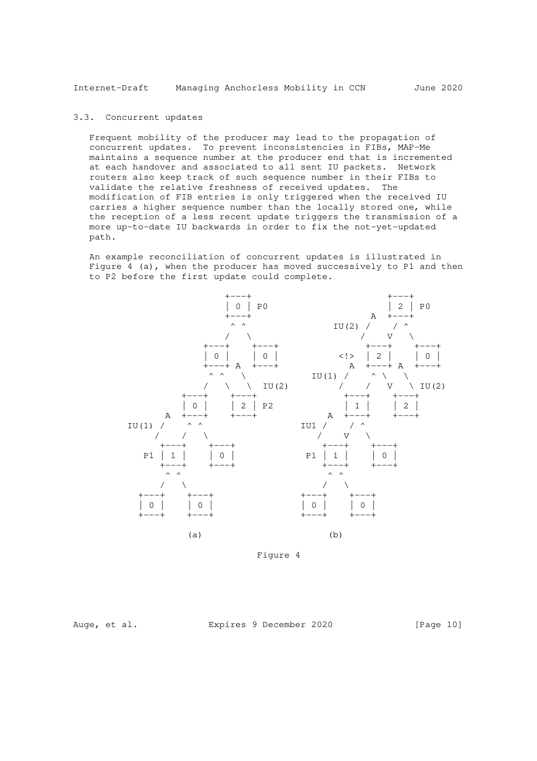## 3.3. Concurrent updates

Frequent mobility of the producer may lead to the propagation of concurrent updates. To prevent inconsistencies in FIBs, MAP-Me maintains a sequence number at the producer end that is incremented at each handover and associated to all sent IU packets. Network routers also keep track of such sequence number in their FIBs to validate the relative freshness of received updates. The modification of FIB entries is only triggered when the received IU carries a higher sequence number than the locally stored one, while the reception of a less recent update triggers the transmission of a more up-to-date IU backwards in order to fix the not-yet-updated path.

An example reconciliation of concurrent updates is illustrated in Figure 4 (a), when the producer has moved successively to P1 and then to P2 before the first update could complete.

```
                 +---+                   +---+
                 | 0 | P0                | 2 | P0
                 +---+                 A +---+
                  ^ ^            IU(2) /    / ^
                 /   \                /    V   \
              +---+    +---+          +---+    +---+
              | 0 |    | 0 |      <!> | 2 |    | 0 |
              +---+ A  +---+        A +---+ A  +---+
               ^ ^   \         IU(1) /    ^ \   \
              /   \   \  IU(2)      /    /   V   \ IU(2)
           +---+    +---+          +---+    +---+
           | 0 |    | 2 | P2       | 1 |    | 2 |
         A +---+    +---+        A +---+    +---+
   IU(1) /    ^ ^           IU1 /    / ^
        /    /   \             /    V   \
      +---+    +---+          +---+    +---+
   P1 | 1 |    | 0 |       P1 | 1 |    | 0 |
      +---+    +---+          +---+    +---+
       ^ ^                     ^ ^
      /   \                   /   \
   +---+    +---+          +---+    +---+
   | 0 |    | 0 |          | 0 |    | 0 |
   +---+    +---+          +---+    +---+

          (a)                    (b)
```

Figure 4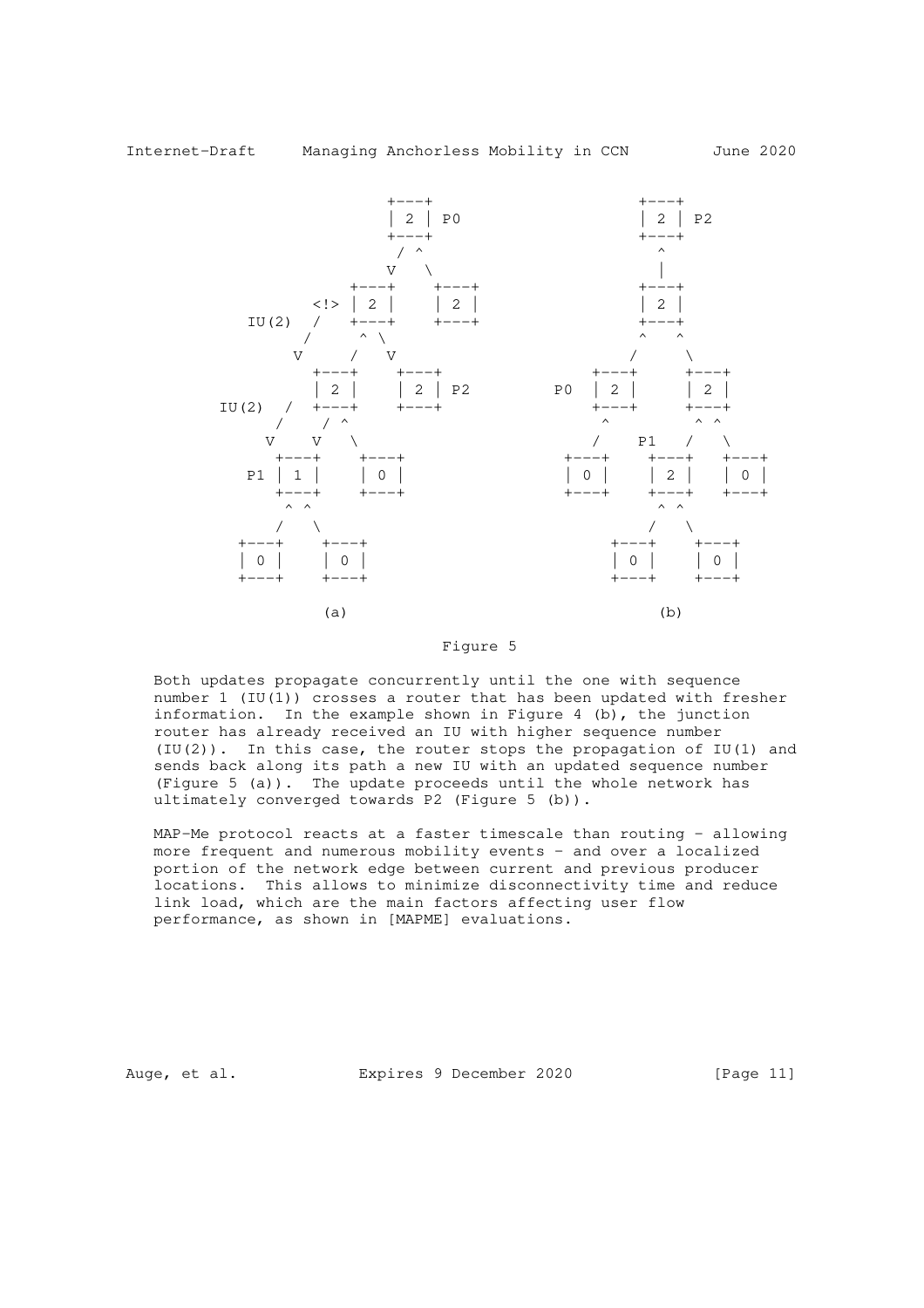```
                  +---+               +---+
                  | 2 | P0            | 2 | P2
                  +---+               +---+
                   / ^                  ^
                  V   \                 |
              +---+    +---+          +---+
          <!> | 2 |    | 2 |          | 2 |
     IU(2)  /   +---+    +---+          +---+
           /     ^ \                  ^   ^
          V     /   V                /     \
            +---+    +---+        +---+     +---+
            | 2 |    | 2 | P2   P0 | 2 |     | 2 |
   IU(2)  /  +---+    +---+        +---+     +---+
         /    / ^                   ^          ^ ^
        V    V   \                 /    P1   /   \
       +---+    +---+          +---+    +---+    +---+
    P1 | 1 |    | 0 |          | 0 |    | 2 |    | 0 |
       +---+    +---+          +---+    +---+    +---+
        ^ ^                              ^ ^
       /   \                            /   \
   +---+    +---+                   +---+    +---+
   | 0 |    | 0 |                   | 0 |    | 0 |
   +---+    +---+                   +---+    +---+

            (a)                             (b)
```

Figure 5

Both updates propagate concurrently until the one with sequence number 1 (IU(1)) crosses a router that has been updated with fresher information. In the example shown in Figure 4 (b), the junction router has already received an IU with higher sequence number (IU(2)). In this case, the router stops the propagation of IU(1) and sends back along its path a new IU with an updated sequence number (Figure 5 (a)). The update proceeds until the whole network has ultimately converged towards P2 (Figure 5 (b)).

MAP-Me protocol reacts at a faster timescale than routing - allowing more frequent and numerous mobility events - and over a localized portion of the network edge between current and previous producer locations. This allows to minimize disconnectivity time and reduce link load, which are the main factors affecting user flow performance, as shown in [MAPME] evaluations.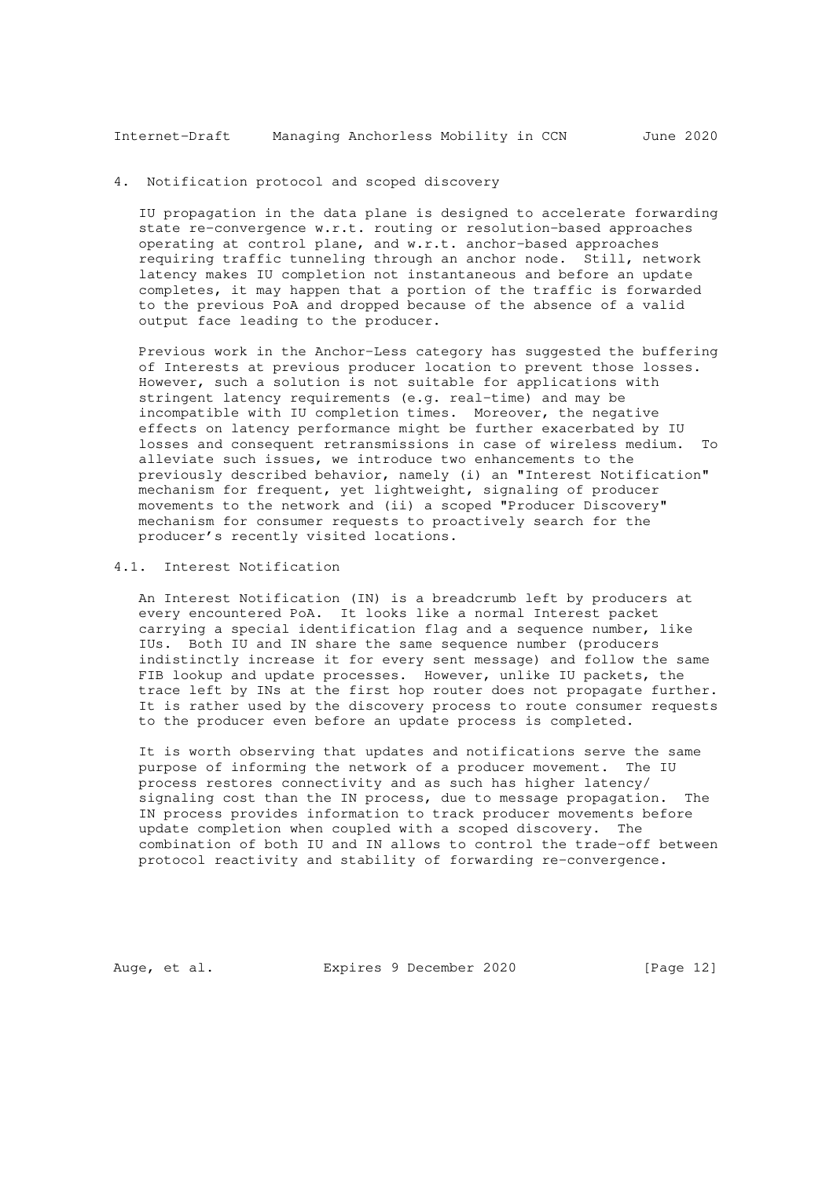## 4. Notification protocol and scoped discovery

IU propagation in the data plane is designed to accelerate forwarding state re-convergence w.r.t. routing or resolution-based approaches operating at control plane, and w.r.t. anchor-based approaches requiring traffic tunneling through an anchor node. Still, network latency makes IU completion not instantaneous and before an update completes, it may happen that a portion of the traffic is forwarded to the previous PoA and dropped because of the absence of a valid output face leading to the producer.

Previous work in the Anchor-Less category has suggested the buffering of Interests at previous producer location to prevent those losses. However, such a solution is not suitable for applications with stringent latency requirements (e.g. real-time) and may be incompatible with IU completion times. Moreover, the negative effects on latency performance might be further exacerbated by IU losses and consequent retransmissions in case of wireless medium. To alleviate such issues, we introduce two enhancements to the previously described behavior, namely (i) an "Interest Notification" mechanism for frequent, yet lightweight, signaling of producer movements to the network and (ii) a scoped "Producer Discovery" mechanism for consumer requests to proactively search for the producer's recently visited locations.

### 4.1. Interest Notification

An Interest Notification (IN) is a breadcrumb left by producers at every encountered PoA. It looks like a normal Interest packet carrying a special identification flag and a sequence number, like IUs. Both IU and IN share the same sequence number (producers indistinctly increase it for every sent message) and follow the same FIB lookup and update processes. However, unlike IU packets, the trace left by INs at the first hop router does not propagate further. It is rather used by the discovery process to route consumer requests to the producer even before an update process is completed.

It is worth observing that updates and notifications serve the same purpose of informing the network of a producer movement. The IU process restores connectivity and as such has higher latency/signaling cost than the IN process, due to message propagation. The IN process provides information to track producer movements before update completion when coupled with a scoped discovery. The combination of both IU and IN allows to control the trade-off between protocol reactivity and stability of forwarding re-convergence.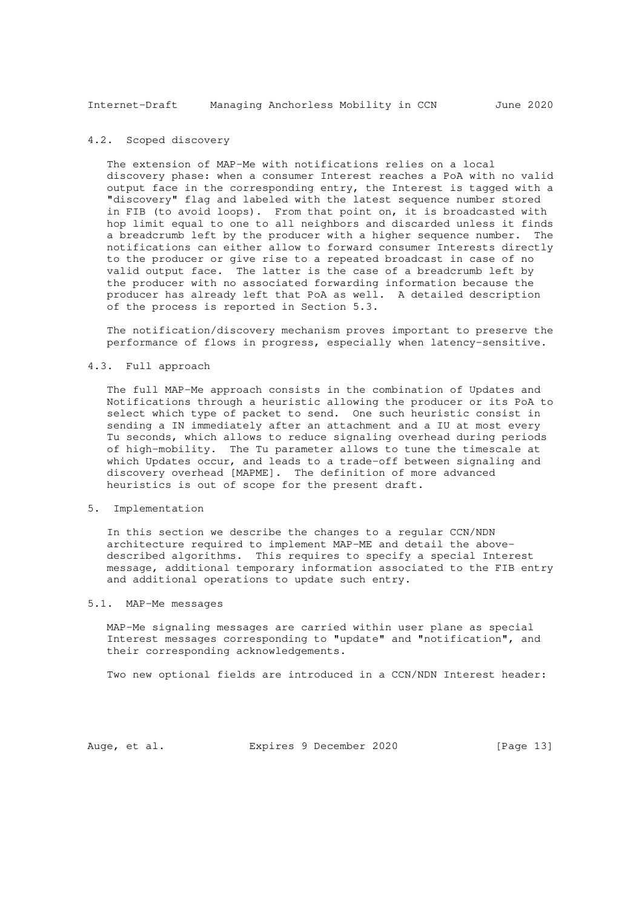### 4.2. Scoped discovery

The extension of MAP-Me with notifications relies on a local discovery phase: when a consumer Interest reaches a PoA with no valid output face in the corresponding entry, the Interest is tagged with a "discovery" flag and labeled with the latest sequence number stored in FIB (to avoid loops). From that point on, it is broadcasted with hop limit equal to one to all neighbors and discarded unless it finds a breadcrumb left by the producer with a higher sequence number. The notifications can either allow to forward consumer Interests directly to the producer or give rise to a repeated broadcast in case of no valid output face. The latter is the case of a breadcrumb left by the producer with no associated forwarding information because the producer has already left that PoA as well. A detailed description of the process is reported in Section 5.3.

The notification/discovery mechanism proves important to preserve the performance of flows in progress, especially when latency-sensitive.

### 4.3. Full approach

The full MAP-Me approach consists in the combination of Updates and Notifications through a heuristic allowing the producer or its PoA to select which type of packet to send. One such heuristic consist in sending a IN immediately after an attachment and a IU at most every Tu seconds, which allows to reduce signaling overhead during periods of high-mobility. The Tu parameter allows to tune the timescale at which Updates occur, and leads to a trade-off between signaling and discovery overhead [MAPME]. The definition of more advanced heuristics is out of scope for the present draft.

## 5. Implementation

In this section we describe the changes to a regular CCN/NDN architecture required to implement MAP-ME and detail the above-described algorithms. This requires to specify a special Interest message, additional temporary information associated to the FIB entry and additional operations to update such entry.

### 5.1. MAP-Me messages

MAP-Me signaling messages are carried within user plane as special Interest messages corresponding to "update" and "notification", and their corresponding acknowledgements.

Two new optional fields are introduced in a CCN/NDN Interest header: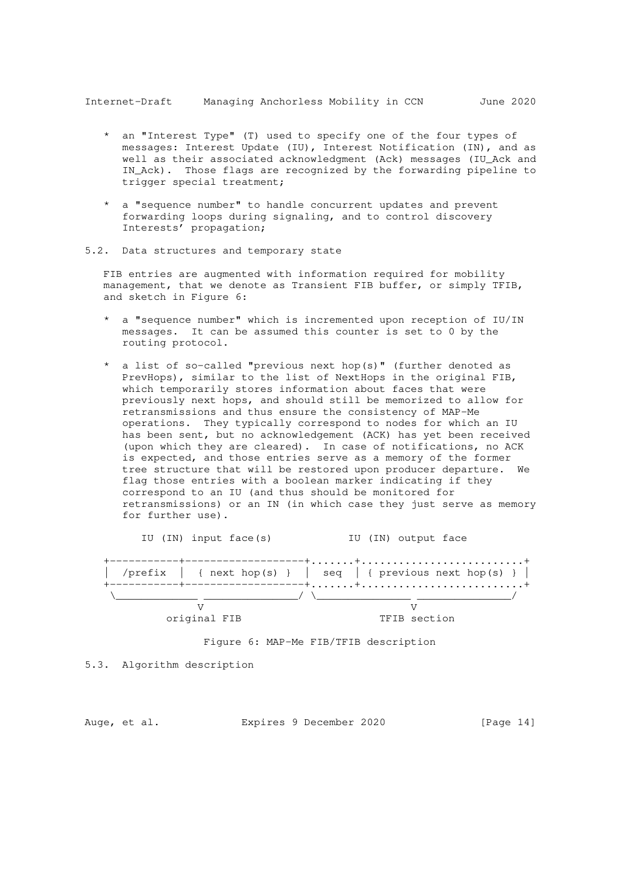* an "Interest Type" (T) used to specify one of the four types of messages: Interest Update (IU), Interest Notification (IN), and as well as their associated acknowledgment (Ack) messages (IU_Ack and IN_Ack). Those flags are recognized by the forwarding pipeline to trigger special treatment;

* a "sequence number" to handle concurrent updates and prevent forwarding loops during signaling, and to control discovery Interests' propagation;

## 5.2. Data structures and temporary state

FIB entries are augmented with information required for mobility management, that we denote as Transient FIB buffer, or simply TFIB, and sketch in Figure 6:

* a "sequence number" which is incremented upon reception of IU/IN messages. It can be assumed this counter is set to 0 by the routing protocol.

* a list of so-called "previous next hop(s)" (further denoted as PrevHops), similar to the list of NextHops in the original FIB, which temporarily stores information about faces that were previously next hops, and should still be memorized to allow for retransmissions and thus ensure the consistency of MAP-Me operations. They typically correspond to nodes for which an IU has been sent, but no acknowledgement (ACK) has yet been received (upon which they are cleared). In case of notifications, no ACK is expected, and those entries serve as a memory of the former tree structure that will be restored upon producer departure. We flag those entries with a boolean marker indicating if they correspond to an IU (and thus should be monitored for retransmissions) or an IN (in which case they just serve as memory for further use).

```
      IU (IN) input face(s)            IU (IN) output face

   +-----------+-------------------+.......+..........................+
   | /prefix   |  { next hop(s) }  |  seq  | { previous next hop(s) } |
   +-----------+-------------------+.......+..........................+
    \_____________ _______________/ \_______________ _______________/
                  V                                 V
            original FIB                       TFIB section
```

Figure 6: MAP-Me FIB/TFIB description

## 5.3. Algorithm description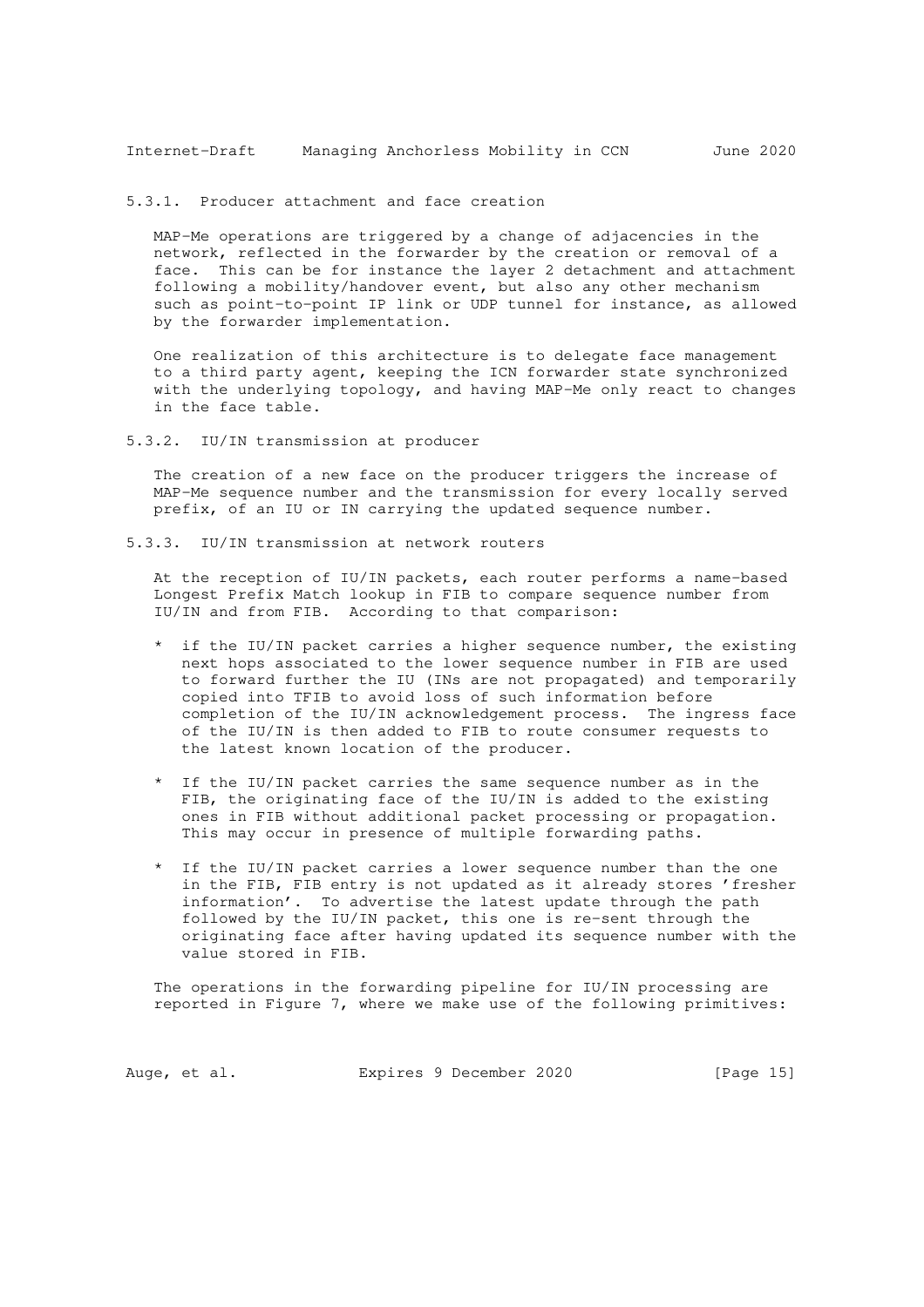#### 5.3.1. Producer attachment and face creation

MAP-Me operations are triggered by a change of adjacencies in the network, reflected in the forwarder by the creation or removal of a face. This can be for instance the layer 2 detachment and attachment following a mobility/handover event, but also any other mechanism such as point-to-point IP link or UDP tunnel for instance, as allowed by the forwarder implementation.

One realization of this architecture is to delegate face management to a third party agent, keeping the ICN forwarder state synchronized with the underlying topology, and having MAP-Me only react to changes in the face table.

#### 5.3.2. IU/IN transmission at producer

The creation of a new face on the producer triggers the increase of MAP-Me sequence number and the transmission for every locally served prefix, of an IU or IN carrying the updated sequence number.

#### 5.3.3. IU/IN transmission at network routers

At the reception of IU/IN packets, each router performs a name-based Longest Prefix Match lookup in FIB to compare sequence number from IU/IN and from FIB. According to that comparison:

* if the IU/IN packet carries a higher sequence number, the existing next hops associated to the lower sequence number in FIB are used to forward further the IU (INs are not propagated) and temporarily copied into TFIB to avoid loss of such information before completion of the IU/IN acknowledgement process. The ingress face of the IU/IN is then added to FIB to route consumer requests to the latest known location of the producer.

* If the IU/IN packet carries the same sequence number as in the FIB, the originating face of the IU/IN is added to the existing ones in FIB without additional packet processing or propagation. This may occur in presence of multiple forwarding paths.

* If the IU/IN packet carries a lower sequence number than the one in the FIB, FIB entry is not updated as it already stores 'fresher information'. To advertise the latest update through the path followed by the IU/IN packet, this one is re-sent through the originating face after having updated its sequence number with the value stored in FIB.

The operations in the forwarding pipeline for IU/IN processing are reported in Figure 7, where we make use of the following primitives: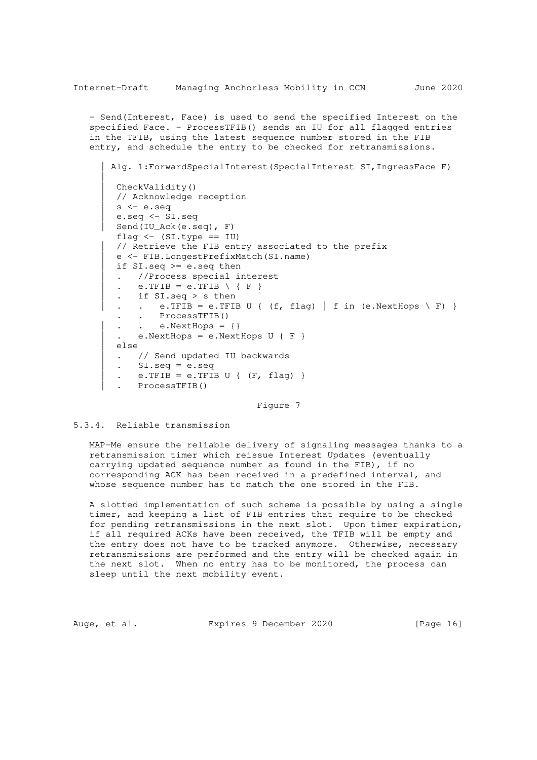- Send(Interest, Face) is used to send the specified Interest on the specified Face. - ProcessTFIB() sends an IU for all flagged entries in the TFIB, using the latest sequence number stored in the FIB entry, and schedule the entry to be checked for retransmissions.

```
| Alg. 1:ForwardSpecialInterest(SpecialInterest SI,IngressFace F)
|
| CheckValidity()
| // Acknowledge reception
| s <- e.seq
| e.seq <- SI.seq
| Send(IU_Ack(e.seq), F)
| flag <- (SI.type == IU)
| // Retrieve the FIB entry associated to the prefix
| e <- FIB.LongestPrefixMatch(SI.name)
| if SI.seq >= e.seq then
| .   //Process special interest
| .   e.TFIB = e.TFIB \ { F }
| .   if SI.seq > s then
| .   .   e.TFIB = e.TFIB U { (f, flag) | f in (e.NextHops \ F) }
| .   .   ProcessTFIB()
| .   .   e.NextHops = {}
| .   e.NextHops = e.NextHops U { F }
| else
| .   // Send updated IU backwards
| .   SI.seq = e.seq
| .   e.TFIB = e.TFIB U { (F, flag) }
| .   ProcessTFIB()
```

Figure 7

### 5.3.4. Reliable transmission

MAP-Me ensure the reliable delivery of signaling messages thanks to a retransmission timer which reissue Interest Updates (eventually carrying updated sequence number as found in the FIB), if no corresponding ACK has been received in a predefined interval, and whose sequence number has to match the one stored in the FIB.

A slotted implementation of such scheme is possible by using a single timer, and keeping a list of FIB entries that require to be checked for pending retransmissions in the next slot. Upon timer expiration, if all required ACKs have been received, the TFIB will be empty and the entry does not have to be tracked anymore. Otherwise, necessary retransmissions are performed and the entry will be checked again in the next slot. When no entry has to be monitored, the process can sleep until the next mobility event.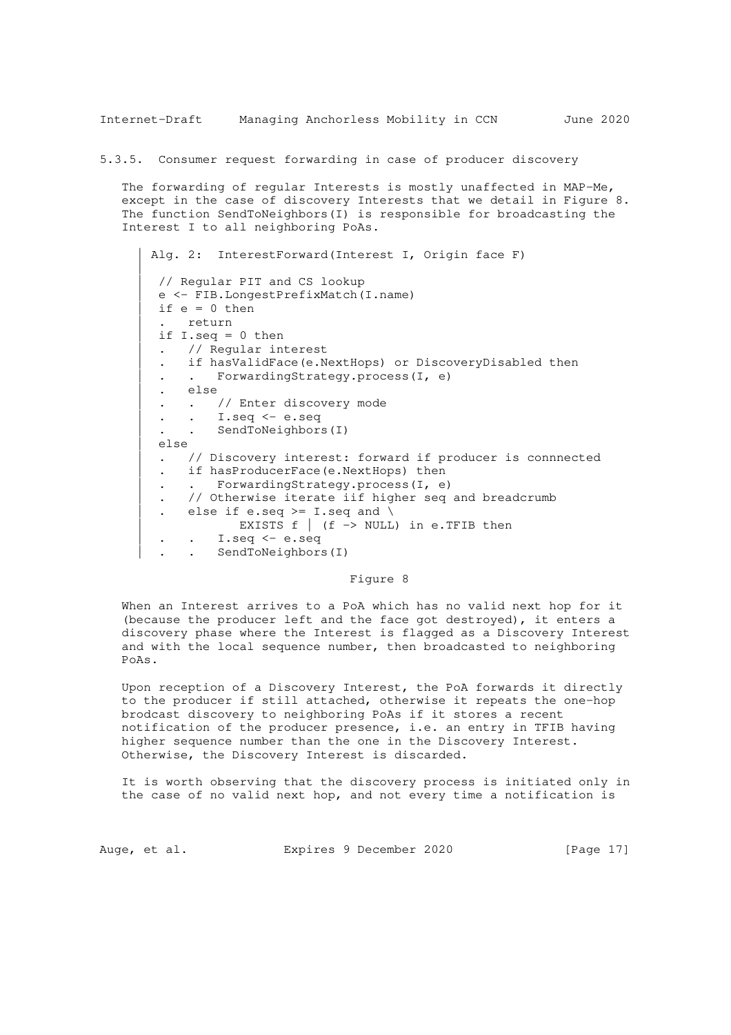### 5.3.5. Consumer request forwarding in case of producer discovery

The forwarding of regular Interests is mostly unaffected in MAP-Me, except in the case of discovery Interests that we detail in Figure 8. The function SendToNeighbors(I) is responsible for broadcasting the Interest I to all neighboring PoAs.

```
Alg. 2:  InterestForward(Interest I, Origin face F)

 // Regular PIT and CS lookup
 e <- FIB.LongestPrefixMatch(I.name)
 if e = 0 then
 .   return
 if I.seq = 0 then
 .   // Regular interest
 .   if hasValidFace(e.NextHops) or DiscoveryDisabled then
 .   .   ForwardingStrategy.process(I, e)
 .   else
 .   .   // Enter discovery mode
 .   .   I.seq <- e.seq
 .   .   SendToNeighbors(I)
 else
 .   // Discovery interest: forward if producer is connnected
 .   if hasProducerFace(e.NextHops) then
 .   .   ForwardingStrategy.process(I, e)
 .   // Otherwise iterate iif higher seq and breadcrumb
 .   else if e.seq >= I.seq and \
             EXISTS f | (f -> NULL) in e.TFIB then
 .   .   I.seq <- e.seq
 .   .   SendToNeighbors(I)
```

Figure 8

When an Interest arrives to a PoA which has no valid next hop for it (because the producer left and the face got destroyed), it enters a discovery phase where the Interest is flagged as a Discovery Interest and with the local sequence number, then broadcasted to neighboring PoAs.

Upon reception of a Discovery Interest, the PoA forwards it directly to the producer if still attached, otherwise it repeats the one-hop brodcast discovery to neighboring PoAs if it stores a recent notification of the producer presence, i.e. an entry in TFIB having higher sequence number than the one in the Discovery Interest. Otherwise, the Discovery Interest is discarded.

It is worth observing that the discovery process is initiated only in the case of no valid next hop, and not every time a notification is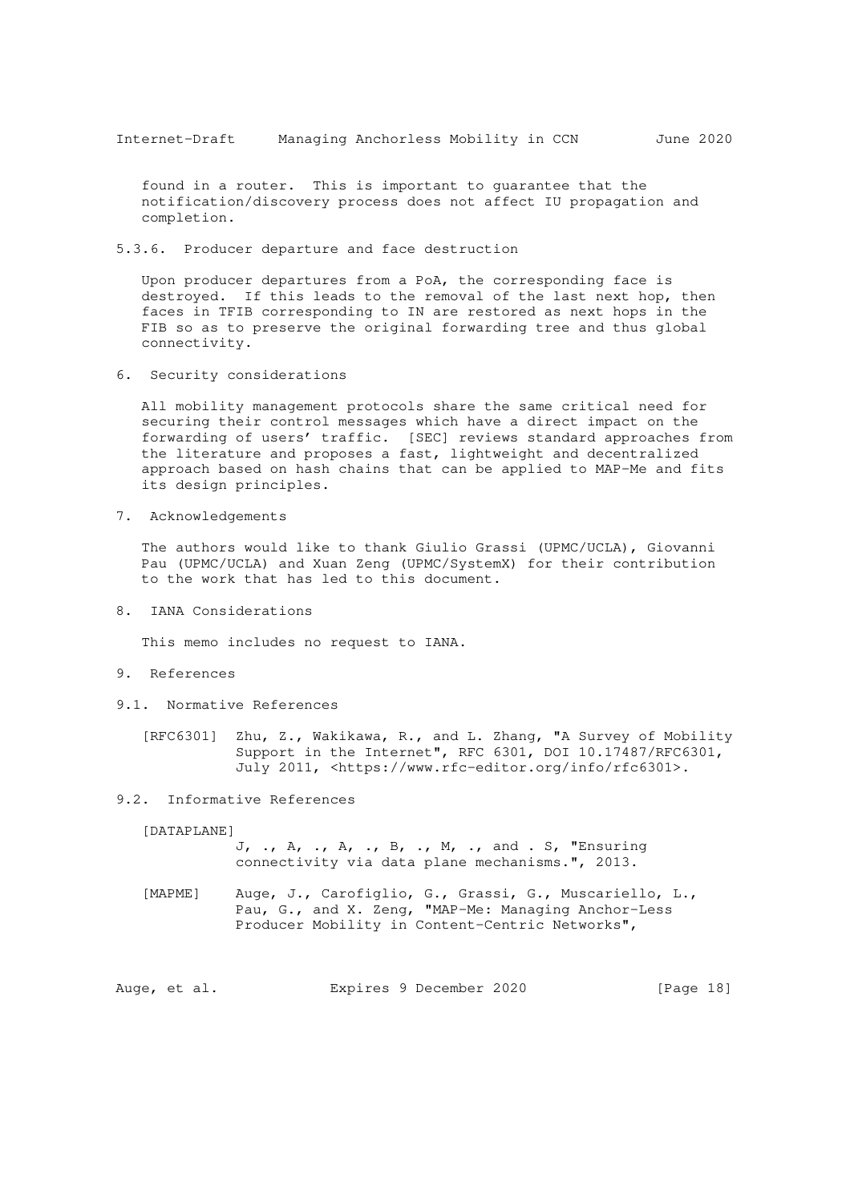found in a router. This is important to guarantee that the notification/discovery process does not affect IU propagation and completion.

#### 5.3.6. Producer departure and face destruction

Upon producer departures from a PoA, the corresponding face is destroyed. If this leads to the removal of the last next hop, then faces in TFIB corresponding to IN are restored as next hops in the FIB so as to preserve the original forwarding tree and thus global connectivity.

## 6. Security considerations

All mobility management protocols share the same critical need for securing their control messages which have a direct impact on the forwarding of users' traffic. [SEC] reviews standard approaches from the literature and proposes a fast, lightweight and decentralized approach based on hash chains that can be applied to MAP-Me and fits its design principles.

## 7. Acknowledgements

The authors would like to thank Giulio Grassi (UPMC/UCLA), Giovanni Pau (UPMC/UCLA) and Xuan Zeng (UPMC/SystemX) for their contribution to the work that has led to this document.

## 8. IANA Considerations

This memo includes no request to IANA.

## 9. References

### 9.1. Normative References

[RFC6301] Zhu, Z., Wakikawa, R., and L. Zhang, "A Survey of Mobility Support in the Internet", RFC 6301, DOI 10.17487/RFC6301, July 2011, <https://www.rfc-editor.org/info/rfc6301>.

### 9.2. Informative References

[DATAPLANE] J, ., A, ., A, ., B, ., M, ., and . S, "Ensuring connectivity via data plane mechanisms.", 2013.

[MAPME] Auge, J., Carofiglio, G., Grassi, G., Muscariello, L., Pau, G., and X. Zeng, "MAP-Me: Managing Anchor-Less Producer Mobility in Content-Centric Networks",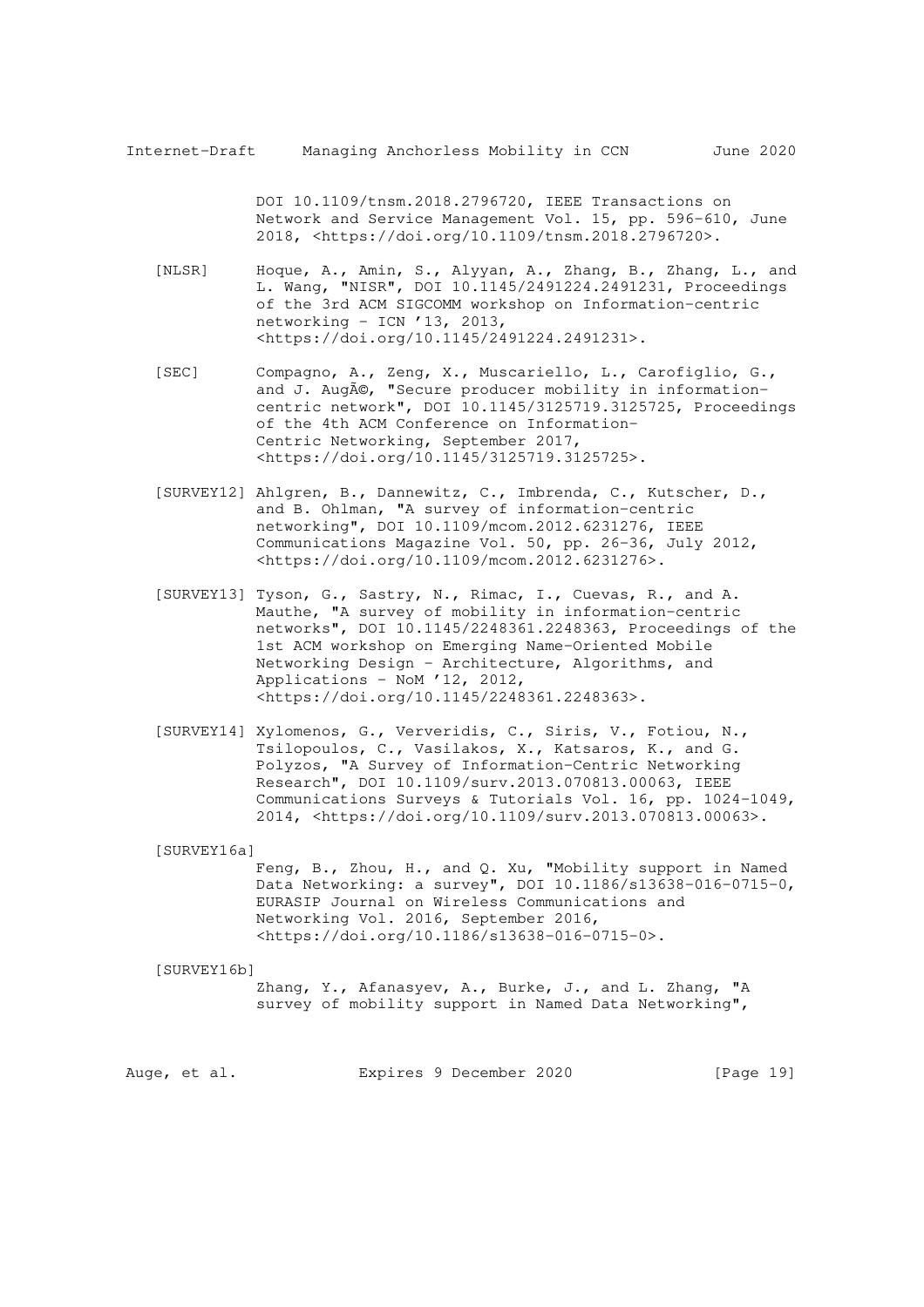DOI 10.1109/tnsm.2018.2796720, IEEE Transactions on Network and Service Management Vol. 15, pp. 596-610, June 2018, <https://doi.org/10.1109/tnsm.2018.2796720>.

[NLSR] Hoque, A., Amin, S., Alyyan, A., Zhang, B., Zhang, L., and L. Wang, "NlSR", DOI 10.1145/2491224.2491231, Proceedings of the 3rd ACM SIGCOMM workshop on Information-centric networking - ICN '13, 2013, <https://doi.org/10.1145/2491224.2491231>.

[SEC] Compagno, A., Zeng, X., Muscariello, L., Carofiglio, G., and J. AugÃ©, "Secure producer mobility in information-centric network", DOI 10.1145/3125719.3125725, Proceedings of the 4th ACM Conference on Information-Centric Networking, September 2017, <https://doi.org/10.1145/3125719.3125725>.

[SURVEY12] Ahlgren, B., Dannewitz, C., Imbrenda, C., Kutscher, D., and B. Ohlman, "A survey of information-centric networking", DOI 10.1109/mcom.2012.6231276, IEEE Communications Magazine Vol. 50, pp. 26-36, July 2012, <https://doi.org/10.1109/mcom.2012.6231276>.

[SURVEY13] Tyson, G., Sastry, N., Rimac, I., Cuevas, R., and A. Mauthe, "A survey of mobility in information-centric networks", DOI 10.1145/2248361.2248363, Proceedings of the 1st ACM workshop on Emerging Name-Oriented Mobile Networking Design - Architecture, Algorithms, and Applications - NoM '12, 2012, <https://doi.org/10.1145/2248361.2248363>.

[SURVEY14] Xylomenos, G., Ververidis, C., Siris, V., Fotiou, N., Tsilopoulos, C., Vasilakos, X., Katsaros, K., and G. Polyzos, "A Survey of Information-Centric Networking Research", DOI 10.1109/surv.2013.070813.00063, IEEE Communications Surveys & Tutorials Vol. 16, pp. 1024-1049, 2014, <https://doi.org/10.1109/surv.2013.070813.00063>.

[SURVEY16a] Feng, B., Zhou, H., and Q. Xu, "Mobility support in Named Data Networking: a survey", DOI 10.1186/s13638-016-0715-0, EURASIP Journal on Wireless Communications and Networking Vol. 2016, September 2016, <https://doi.org/10.1186/s13638-016-0715-0>.

[SURVEY16b] Zhang, Y., Afanasyev, A., Burke, J., and L. Zhang, "A survey of mobility support in Named Data Networking",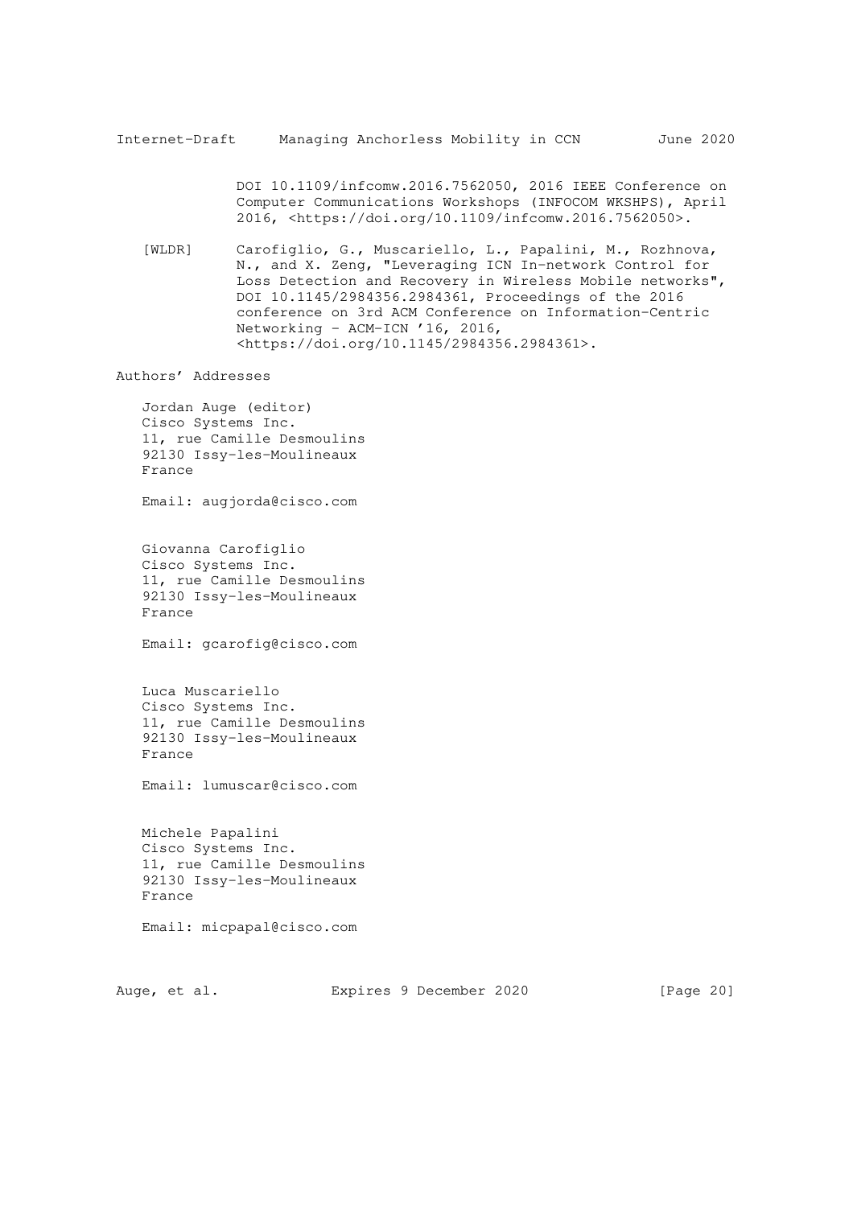DOI 10.1109/infcomw.2016.7562050, 2016 IEEE Conference on Computer Communications Workshops (INFOCOM WKSHPS), April 2016, <https://doi.org/10.1109/infcomw.2016.7562050>.

[WLDR] Carofiglio, G., Muscariello, L., Papalini, M., Rozhnova, N., and X. Zeng, "Leveraging ICN In-network Control for Loss Detection and Recovery in Wireless Mobile networks", DOI 10.1145/2984356.2984361, Proceedings of the 2016 conference on 3rd ACM Conference on Information-Centric Networking - ACM-ICN '16, 2016, <https://doi.org/10.1145/2984356.2984361>.

## Authors' Addresses

Jordan Auge (editor)
Cisco Systems Inc.
11, rue Camille Desmoulins
92130 Issy-les-Moulineaux
France

Email: augjorda@cisco.com

Giovanna Carofiglio
Cisco Systems Inc.
11, rue Camille Desmoulins
92130 Issy-les-Moulineaux
France

Email: gcarofig@cisco.com

Luca Muscariello
Cisco Systems Inc.
11, rue Camille Desmoulins
92130 Issy-les-Moulineaux
France

Email: lumuscar@cisco.com

Michele Papalini
Cisco Systems Inc.
11, rue Camille Desmoulins
92130 Issy-les-Moulineaux
France

Email: micpapal@cisco.com